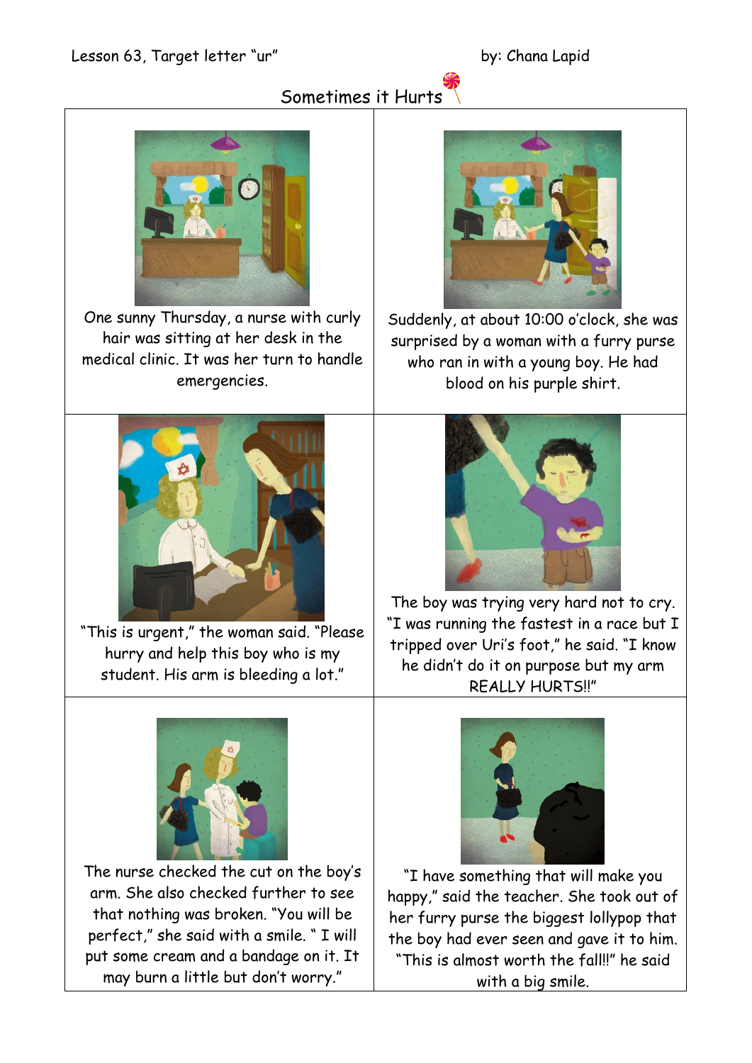Lesson 63, Target letter "ur" by: Chana Lapid

# Sometimes it Hurts

One sunny Thursday, a nurse with curly hair was sitting at her desk in the medical clinic. It was her turn to handle emergencies.

Suddenly, at about 10:00 o'clock, she was surprised by a woman with a furry purse who ran in with a young boy. He had blood on his purple shirt.

"This is urgent," the woman said. "Please hurry and help this boy who is my student. His arm is bleeding a lot."

The boy was trying very hard not to cry. "I was running the fastest in a race but I tripped over Uri's foot," he said. "I know he didn't do it on purpose but my arm REALLY HURTS!!"

The nurse checked the cut on the boy's arm. She also checked further to see that nothing was broken. "You will be perfect," she said with a smile. " I will put some cream and a bandage on it. It may burn a little but don't worry."

"I have something that will make you happy," said the teacher. She took out of her furry purse the biggest lollypop that the boy had ever seen and gave it to him. "This is almost worth the fall!!" he said with a big smile.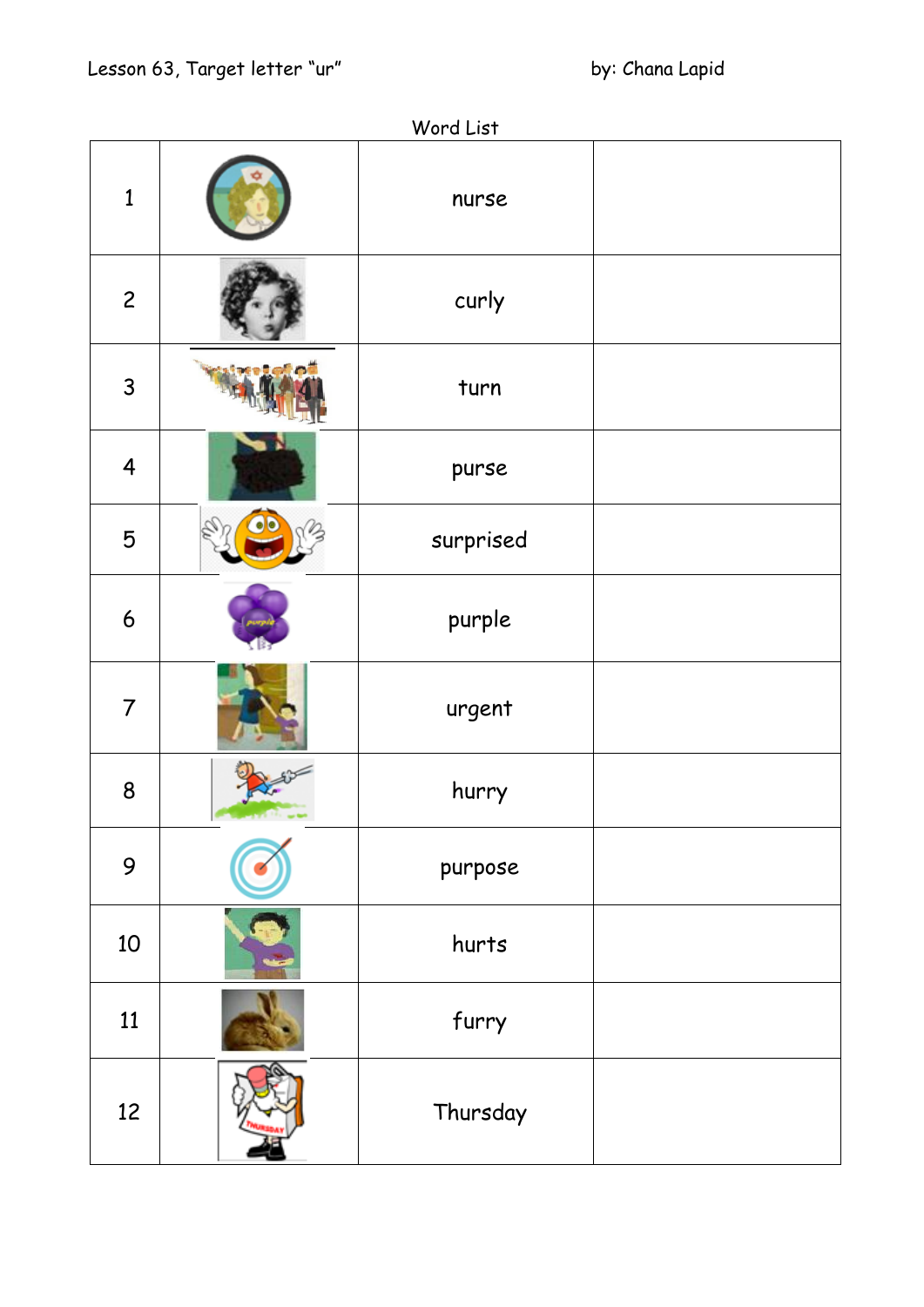Lesson 63, Target letter "ur" by: Chana Lapid

Word List

| | | | |
|---|---|---|---|
| 1 | | nurse | |
| 2 | | curly | |
| 3 | | turn | |
| 4 | | purse | |
| 5 | | surprised | |
| 6 | | purple | |
| 7 | | urgent | |
| 8 | | hurry | |
| 9 | | purpose | |
| 10 | | hurts | |
| 11 | | furry | |
| 12 | | Thursday | |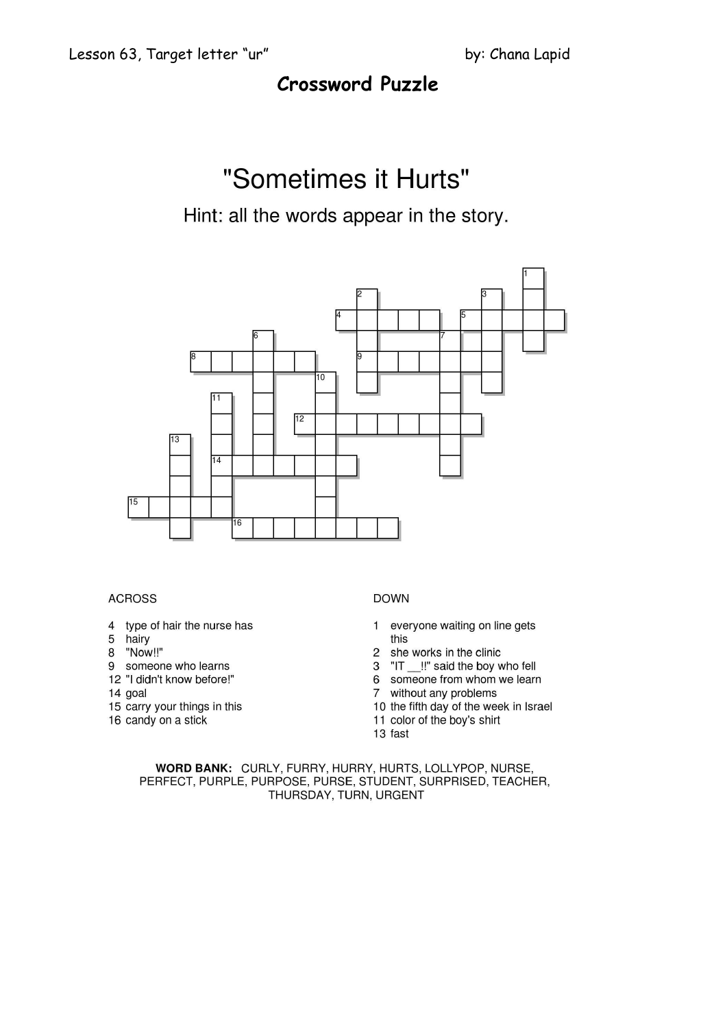Lesson 63, Target letter "ur" by: Chana Lapid

## Crossword Puzzle

# "Sometimes it Hurts"

Hint: all the words appear in the story.

**ACROSS**

4 type of hair the nurse has
5 hairy
8 "Now!!"
9 someone who learns
12 "I didn't know before!"
14 goal
15 carry your things in this
16 candy on a stick

**DOWN**

1 everyone waiting on line gets this
2 she works in the clinic
3 "IT __!!" said the boy who fell
6 someone from whom we learn
7 without any problems
10 the fifth day of the week in Israel
11 color of the boy's shirt
13 fast

**WORD BANK:** CURLY, FURRY, HURRY, HURTS, LOLLYPOP, NURSE, PERFECT, PURPLE, PURPOSE, PURSE, STUDENT, SURPRISED, TEACHER, THURSDAY, TURN, URGENT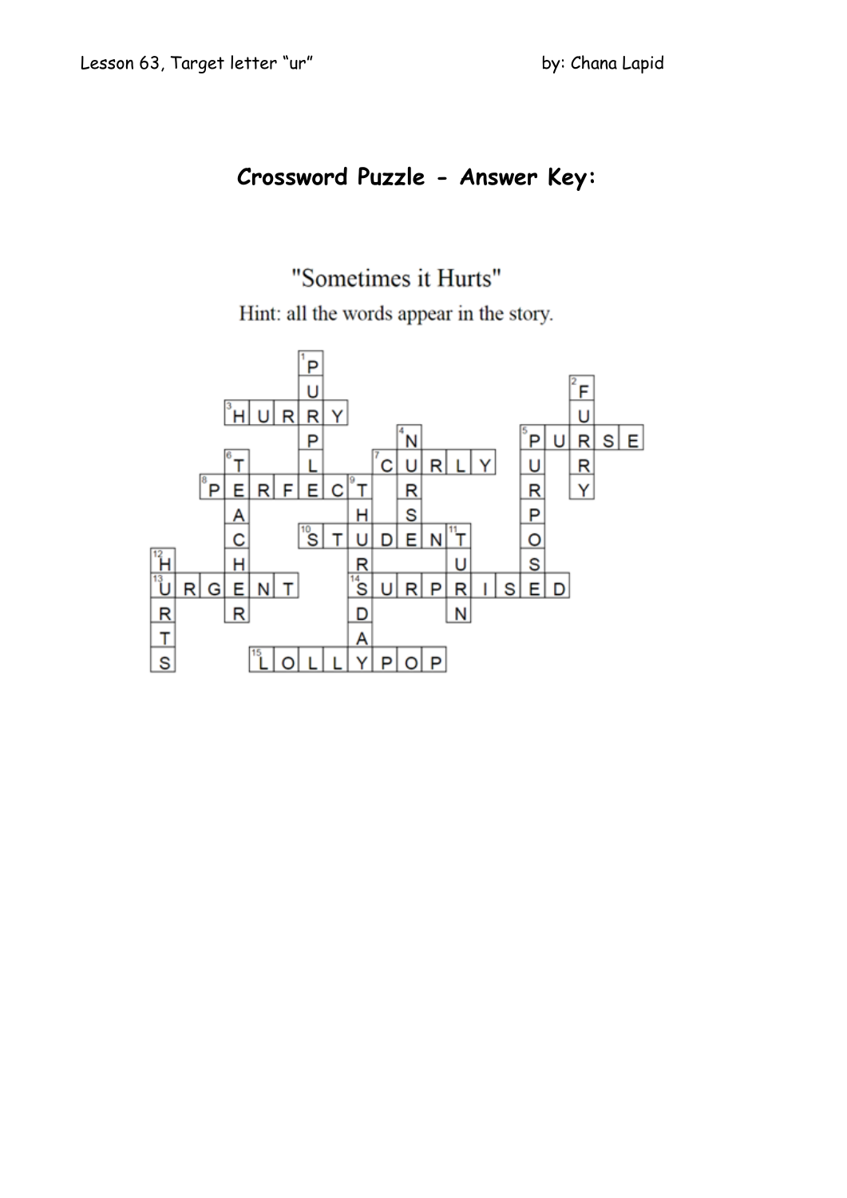# Crossword Puzzle - Answer Key:

"Sometimes it Hurts"

Hint: all the words appear in the story.

| | | | | | | | | | | | | | | | | | | | |
|---|---|---|---|---|---|---|---|---|---|---|---|---|---|---|---|---|---|---|---|
| | | | | | | 1 P | | | | | | | | | | | | | |
| | | | | | | U | | | | | | | | | | | 2 F | | |
| | | | 3 H | U | R | R | Y | | | | | | | | | | U | | |
| | | | | | | P | | | | 4 N | | | | | 5 P | U | R | S | E |
| | | | 6 T | | | L | | | 7 C | U | R | L | Y | | U | | R | | |
| | | 8 P | E | R | F | E | C | 9 T | | R | | | | | R | | Y | | |
| | | | A | | | | | H | | S | | | | | P | | | | |
| | | | C | | | 10 S | T | U | D | E | N | 11 T | | | O | | | | |
| 12 H | | | H | | | | | R | | | | U | | | S | | | | |
| 13 U | R | G | E | N | T | | | 14 S | U | R | P | R | I | S | E | D | | | |
| R | | | R | | | | | D | | | | N | | | | | | | |
| T | | | | | | | | A | | | | | | | | | | | |
| S | | | | 15 L | O | L | L | Y | P | O | P | | | | | | | | |